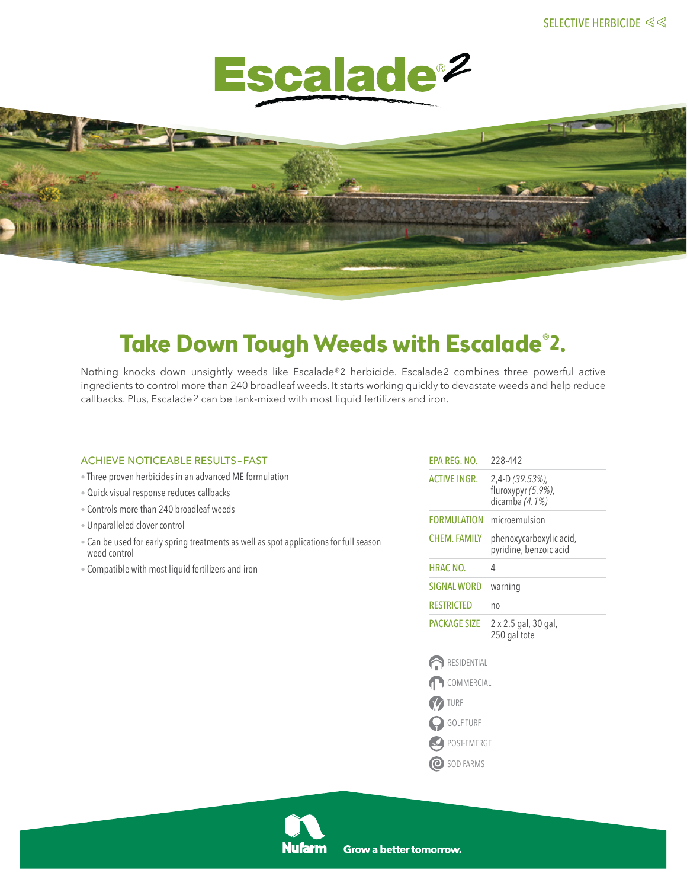SELECTIVE HERBICIDE

# Escalade®2

## Take Down Tough Weeds with Escalade®2.

Nothing knocks down unsightly weeds like Escalade®2 herbicide. Escalade2 combines three powerful active ingredients to control more than 240 broadleaf weeds. It starts working quickly to devastate weeds and help reduce callbacks. Plus, Escalade2 can be tank-mixed with most liquid fertilizers and iron.

### ACHIEVE NOTICEABLE RESULTS – FAST

- Three proven herbicides in an advanced ME formulation
- Quick visual response reduces callbacks
- Controls more than 240 broadleaf weeds
- Unparalleled clover control
- Can be used for early spring treatments as well as spot applications for full season weed control
- Compatible with most liquid fertilizers and iron

| | |
|---|---|
| EPA REG. NO. | 228-442 |
| ACTIVE INGR. | 2,4-D *(39.53%)*, fluroxypyr *(5.9%)*, dicamba *(4.1%)* |
| FORMULATION | microemulsion |
| CHEM. FAMILY | phenoxycarboxylic acid, pyridine, benzoic acid |
| HRAC NO. | 4 |
| SIGNAL WORD | warning |
| RESTRICTED | no |
| PACKAGE SIZE | 2 x 2.5 gal, 30 gal, 250 gal tote |

- RESIDENTIAL
- COMMERCIAL
- TURF
- GOLF TURF
- POST-EMERGE
- SOD FARMS

Nufarm Grow a better tomorrow.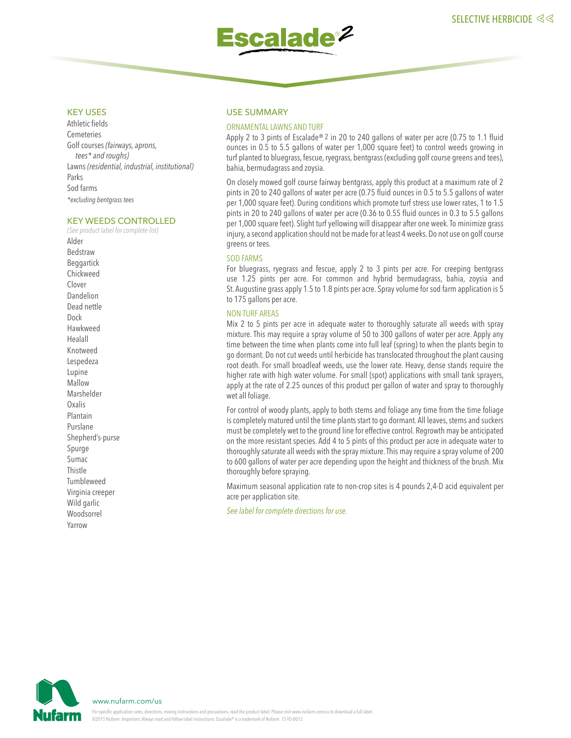SELECTIVE HERBICIDE

# Escalade® 2

## KEY USES

Athletic fields
Cemeteries
Golf courses *(fairways, aprons, tees* and roughs)*
Lawns *(residential, industrial, institutional)*
Parks
Sod farms

**excluding bentgrass tees*

## KEY WEEDS CONTROLLED

*(See product label for complete list)*

Alder
Bedstraw
Beggartick
Chickweed
Clover
Dandelion
Dead nettle
Dock
Hawkweed
Healall
Knotweed
Lespedeza
Lupine
Mallow
Marshelder
Oxalis
Plantain
Purslane
Shepherd's-purse
Spurge
Sumac
Thistle
Tumbleweed
Virginia creeper
Wild garlic
Woodsorrel
Yarrow

## USE SUMMARY

### ORNAMENTAL LAWNS AND TURF

Apply 2 to 3 pints of Escalade® 2 in 20 to 240 gallons of water per acre (0.75 to 1.1 fluid ounces in 0.5 to 5.5 gallons of water per 1,000 square feet) to control weeds growing in turf planted to bluegrass, fescue, ryegrass, bentgrass (excluding golf course greens and tees), bahia, bermudagrass and zoysia.

On closely mowed golf course fairway bentgrass, apply this product at a maximum rate of 2 pints in 20 to 240 gallons of water per acre (0.75 fluid ounces in 0.5 to 5.5 gallons of water per 1,000 square feet). During conditions which promote turf stress use lower rates, 1 to 1.5 pints in 20 to 240 gallons of water per acre (0.36 to 0.55 fluid ounces in 0.3 to 5.5 gallons per 1,000 square feet). Slight turf yellowing will disappear after one week. To minimize grass injury, a second application should not be made for at least 4 weeks. Do not use on golf course greens or tees.

### SOD FARMS

For bluegrass, ryegrass and fescue, apply 2 to 3 pints per acre. For creeping bentgrass use 1.25 pints per acre. For common and hybrid bermudagrass, bahia, zoysia and St. Augustine grass apply 1.5 to 1.8 pints per acre. Spray volume for sod farm application is 5 to 175 gallons per acre.

### NON-TURF AREAS

Mix 2 to 5 pints per acre in adequate water to thoroughly saturate all weeds with spray mixture. This may require a spray volume of 50 to 300 gallons of water per acre. Apply any time between the time when plants come into full leaf (spring) to when the plants begin to go dormant. Do not cut weeds until herbicide has translocated throughout the plant causing root death. For small broadleaf weeds, use the lower rate. Heavy, dense stands require the higher rate with high water volume. For small (spot) applications with small tank sprayers, apply at the rate of 2.25 ounces of this product per gallon of water and spray to thoroughly wet all foliage.

For control of woody plants, apply to both stems and foliage any time from the time foliage is completely matured until the time plants start to go dormant. All leaves, stems and suckers must be completely wet to the ground line for effective control. Regrowth may be anticipated on the more resistant species. Add 4 to 5 pints of this product per acre in adequate water to thoroughly saturate all weeds with the spray mixture. This may require a spray volume of 200 to 600 gallons of water per acre depending upon the height and thickness of the brush. Mix thoroughly before spraying.

Maximum seasonal application rate to non-crop sites is 4 pounds 2,4-D acid equivalent per acre per application site.

*See label for complete directions for use.*

Nufarm

www.nufarm.com/us

For specific application rates, directions, mixing instructions and precautions, read the product label. Please visit www.nufarm.com/us to download a full label.
©2015 Nufarm. Important: Always read and follow label instructions. Escalade® is a trademark of Nufarm. 15-TO-0013